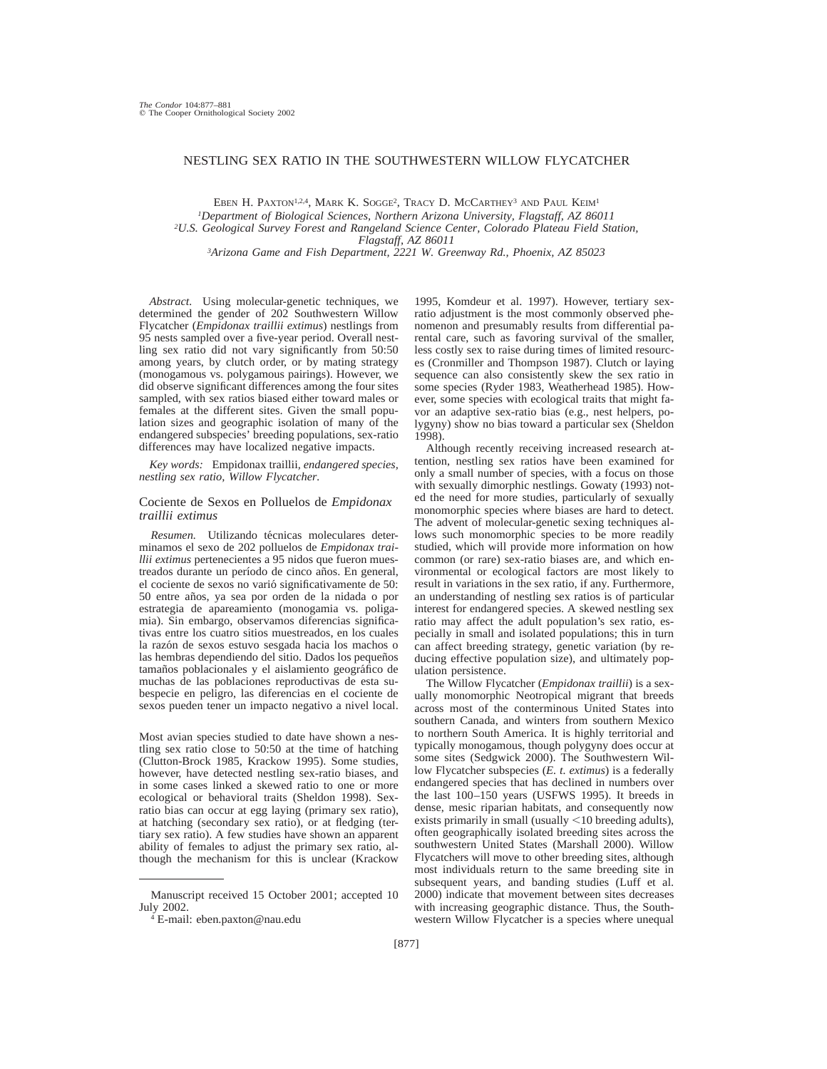# NESTLING SEX RATIO IN THE SOUTHWESTERN WILLOW FLYCATCHER

EBEN H. PAXTON[1,2,4], MARK K. SOGGE[2], TRACY D. MCCARTHEY[3] AND PAUL KEIM[1]

[1]*Department of Biological Sciences, Northern Arizona University, Flagstaff, AZ 86011*

[2]*U.S. Geological Survey Forest and Rangeland Science Center, Colorado Plateau Field Station, Flagstaff, AZ 86011*

[3]*Arizona Game and Fish Department, 2221 W. Greenway Rd., Phoenix, AZ 85023*

*Abstract.* Using molecular-genetic techniques, we determined the gender of 202 Southwestern Willow Flycatcher (*Empidonax traillii extimus*) nestlings from 95 nests sampled over a five-year period. Overall nestling sex ratio did not vary significantly from 50:50 among years, by clutch order, or by mating strategy (monogamous vs. polygamous pairings). However, we did observe significant differences among the four sites sampled, with sex ratios biased either toward males or females at the different sites. Given the small population sizes and geographic isolation of many of the endangered subspecies' breeding populations, sex-ratio differences may have localized negative impacts.

*Key words:* Empidonax traillii, *endangered species, nestling sex ratio, Willow Flycatcher.*

## Cociente de Sexos en Polluelos de *Empidonax traillii extimus*

*Resumen.* Utilizando técnicas moleculares determinamos el sexo de 202 polluelos de *Empidonax traillii extimus* pertenecientes a 95 nidos que fueron muestreados durante un período de cinco años. En general, el cociente de sexos no varió significativamente de 50: 50 entre años, ya sea por orden de la nidada o por estrategia de apareamiento (monogamia vs. poligamia). Sin embargo, observamos diferencias significativas entre los cuatro sitios muestreados, en los cuales la razón de sexos estuvo sesgada hacia los machos o las hembras dependiendo del sitio. Dados los pequeños tamaños poblacionales y el aislamiento geográfico de muchas de las poblaciones reproductivas de esta subespecie en peligro, las diferencias en el cociente de sexos pueden tener un impacto negativo a nivel local.

Most avian species studied to date have shown a nestling sex ratio close to 50:50 at the time of hatching (Clutton-Brock 1985, Krackow 1995). Some studies, however, have detected nestling sex-ratio biases, and in some cases linked a skewed ratio to one or more ecological or behavioral traits (Sheldon 1998). Sex-ratio bias can occur at egg laying (primary sex ratio), at hatching (secondary sex ratio), or at fledging (tertiary sex ratio). A few studies have shown an apparent ability of females to adjust the primary sex ratio, although the mechanism for this is unclear (Krackow 1995, Komdeur et al. 1997). However, tertiary sex-ratio adjustment is the most commonly observed phenomenon and presumably results from differential parental care, such as favoring survival of the smaller, less costly sex to raise during times of limited resources (Cronmiller and Thompson 1987). Clutch or laying sequence can also consistently skew the sex ratio in some species (Ryder 1983, Weatherhead 1985). However, some species with ecological traits that might favor an adaptive sex-ratio bias (e.g., nest helpers, polygyny) show no bias toward a particular sex (Sheldon 1998).

Although recently receiving increased research attention, nestling sex ratios have been examined for only a small number of species, with a focus on those with sexually dimorphic nestlings. Gowaty (1993) noted the need for more studies, particularly of sexually monomorphic species where biases are hard to detect. The advent of molecular-genetic sexing techniques allows such monomorphic species to be more readily studied, which will provide more information on how common (or rare) sex-ratio biases are, and which environmental or ecological factors are most likely to result in variations in the sex ratio, if any. Furthermore, an understanding of nestling sex ratios is of particular interest for endangered species. A skewed nestling sex ratio may affect the adult population's sex ratio, especially in small and isolated populations; this in turn can affect breeding strategy, genetic variation (by reducing effective population size), and ultimately population persistence.

The Willow Flycatcher (*Empidonax traillii*) is a sexually monomorphic Neotropical migrant that breeds across most of the conterminous United States into southern Canada, and winters from southern Mexico to northern South America. It is highly territorial and typically monogamous, though polygyny does occur at some sites (Sedgwick 2000). The Southwestern Willow Flycatcher subspecies (*E. t. extimus*) is a federally endangered species that has declined in numbers over the last 100–150 years (USFWS 1995). It breeds in dense, mesic riparian habitats, and consequently now exists primarily in small (usually <10 breeding adults), often geographically isolated breeding sites across the southwestern United States (Marshall 2000). Willow Flycatchers will move to other breeding sites, although most individuals return to the same breeding site in subsequent years, and banding studies (Luff et al. 2000) indicate that movement between sites decreases with increasing geographic distance. Thus, the Southwestern Willow Flycatcher is a species where unequal

---

Manuscript received 15 October 2001; accepted 10 July 2002.

[4] E-mail: eben.paxton@nau.edu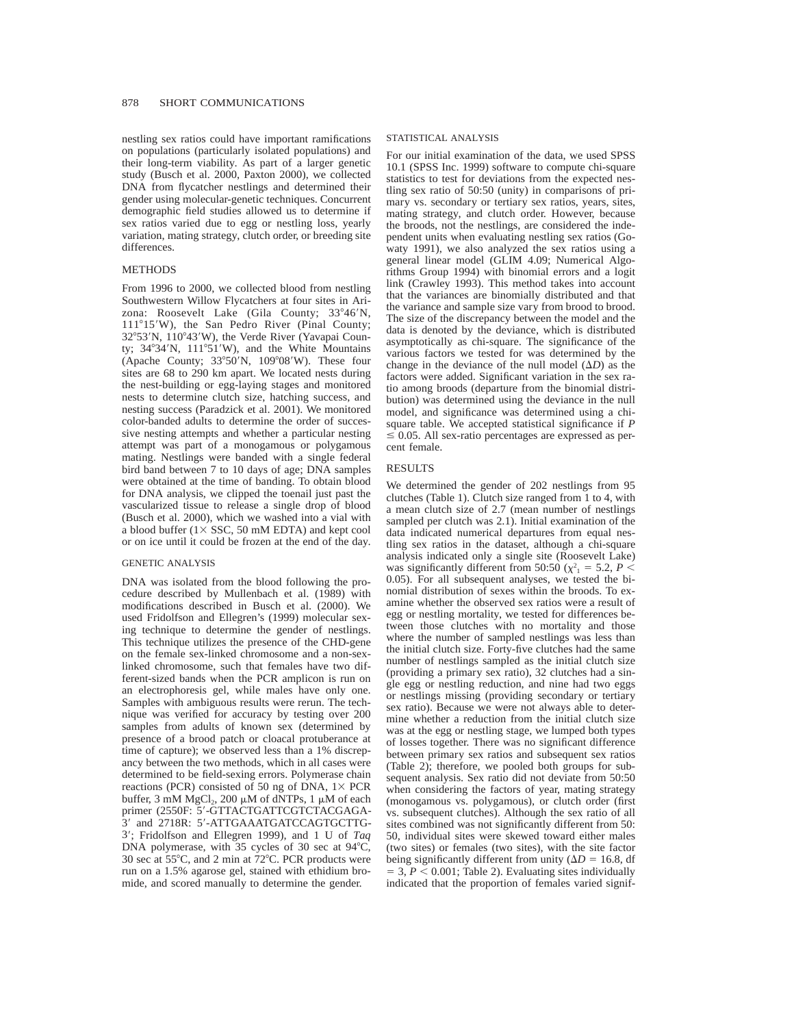nestling sex ratios could have important ramifications on populations (particularly isolated populations) and their long-term viability. As part of a larger genetic study (Busch et al. 2000, Paxton 2000), we collected DNA from flycatcher nestlings and determined their gender using molecular-genetic techniques. Concurrent demographic field studies allowed us to determine if sex ratios varied due to egg or nestling loss, yearly variation, mating strategy, clutch order, or breeding site differences.

## METHODS

From 1996 to 2000, we collected blood from nestling Southwestern Willow Flycatchers at four sites in Arizona: Roosevelt Lake (Gila County; 33°46′N, 111°15′W), the San Pedro River (Pinal County; 32°53′N, 110°43′W), the Verde River (Yavapai County; 34°34′N, 111°51′W), and the White Mountains (Apache County; 33°50′N, 109°08′W). These four sites are 68 to 290 km apart. We located nests during the nest-building or egg-laying stages and monitored nests to determine clutch size, hatching success, and nesting success (Paradzick et al. 2001). We monitored color-banded adults to determine the order of successive nesting attempts and whether a particular nesting attempt was part of a monogamous or polygamous mating. Nestlings were banded with a single federal bird band between 7 to 10 days of age; DNA samples were obtained at the time of banding. To obtain blood for DNA analysis, we clipped the toenail just past the vascularized tissue to release a single drop of blood (Busch et al. 2000), which we washed into a vial with a blood buffer (1× SSC, 50 mM EDTA) and kept cool or on ice until it could be frozen at the end of the day.

### GENETIC ANALYSIS

DNA was isolated from the blood following the procedure described by Mullenbach et al. (1989) with modifications described in Busch et al. (2000). We used Fridolfsson and Ellegren's (1999) molecular sexing technique to determine the gender of nestlings. This technique utilizes the presence of the CHD-gene on the female sex-linked chromosome and a non-sex-linked chromosome, such that females have two different-sized bands when the PCR amplicon is run on an electrophoresis gel, while males have only one. Samples with ambiguous results were rerun. The technique was verified for accuracy by testing over 200 samples from adults of known sex (determined by presence of a brood patch or cloacal protuberance at time of capture); we observed less than a 1% discrepancy between the two methods, which in all cases were determined to be field-sexing errors. Polymerase chain reactions (PCR) consisted of 50 ng of DNA, 1× PCR buffer, 3 mM $MgCl_2$, 200 μM of dNTPs, 1 μM of each primer (2550F: 5′-GTTACTGATTCGTCTACGAGA-3′ and 2718R: 5′-ATTGAAATGATCCAGTGCTTG-3′; Fridolfsson and Ellegren 1999), and 1 U of *Taq* DNA polymerase, with 35 cycles of 30 sec at 94°C, 30 sec at 55°C, and 2 min at 72°C. PCR products were run on a 1.5% agarose gel, stained with ethidium bromide, and scored manually to determine the gender.

### STATISTICAL ANALYSIS

For our initial examination of the data, we used SPSS 10.1 (SPSS Inc. 1999) software to compute chi-square statistics to test for deviations from the expected nestling sex ratio of 50:50 (unity) in comparisons of primary vs. secondary or tertiary sex ratios, years, sites, mating strategy, and clutch order. However, because the broods, not the nestlings, are considered the independent units when evaluating nestling sex ratios (Gowaty 1991), we also analyzed the sex ratios using a general linear model (GLIM 4.09; Numerical Algorithms Group 1994) with binomial errors and a logit link (Crawley 1993). This method takes into account that the variances are binomially distributed and that the variance and sample size vary from brood to brood. The size of the discrepancy between the model and the data is denoted by the deviance, which is distributed asymptotically as chi-square. The significance of the various factors we tested for was determined by the change in the deviance of the null model ($\Delta D$) as the factors were added. Significant variation in the sex ratio among broods (departure from the binomial distribution) was determined using the deviance in the null model, and significance was determined using a chi-square table. We accepted statistical significance if $P \leq 0.05$. All sex-ratio percentages are expressed as percent female.

## RESULTS

We determined the gender of 202 nestlings from 95 clutches (Table 1). Clutch size ranged from 1 to 4, with a mean clutch size of 2.7 (mean number of nestlings sampled per clutch was 2.1). Initial examination of the data indicated numerical departures from equal nestling sex ratios in the dataset, although a chi-square analysis indicated only a single site (Roosevelt Lake) was significantly different from 50:50 ($\chi^2_1 = 5.2$, $P < 0.05$). For all subsequent analyses, we tested the binomial distribution of sexes within the broods. To examine whether the observed sex ratios were a result of egg or nestling mortality, we tested for differences between those clutches with no mortality and those where the number of sampled nestlings was less than the initial clutch size. Forty-five clutches had the same number of nestlings sampled as the initial clutch size (providing a primary sex ratio), 32 clutches had a single egg or nestling reduction, and nine had two eggs or nestlings missing (providing secondary or tertiary sex ratio). Because we were not always able to determine whether a reduction from the initial clutch size was at the egg or nestling stage, we lumped both types of losses together. There was no significant difference between primary sex ratios and subsequent sex ratios (Table 2); therefore, we pooled both groups for subsequent analysis. Sex ratio did not deviate from 50:50 when considering the factors of year, mating strategy (monogamous vs. polygamous), or clutch order (first vs. subsequent clutches). Although the sex ratio of all sites combined was not significantly different from 50:50, individual sites were skewed toward either males (two sites) or females (two sites), with the site factor being significantly different from unity ($\Delta D = 16.8$, df $= 3$, $P < 0.001$; Table 2). Evaluating sites individually indicated that the proportion of females varied signif-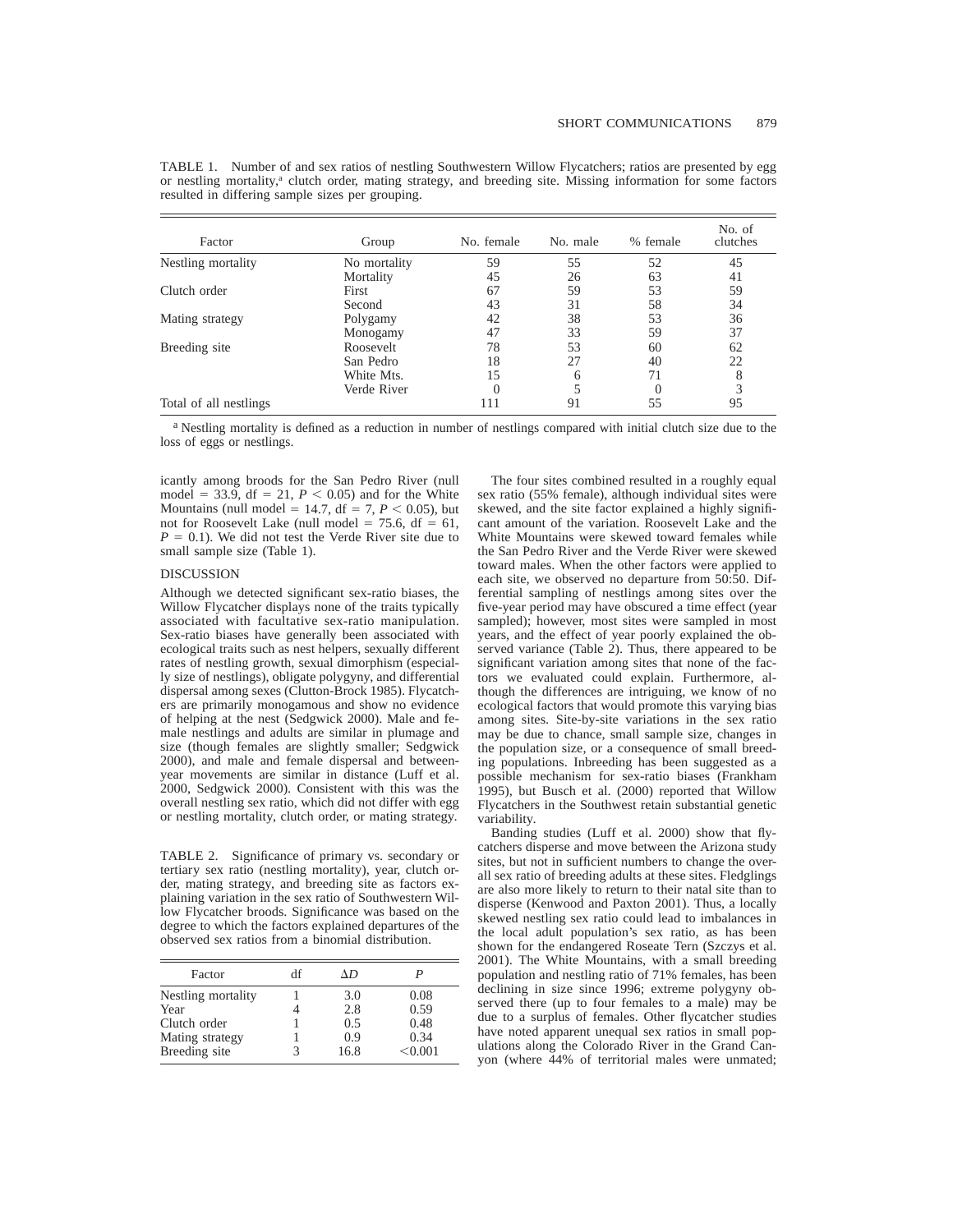TABLE 1. Number of and sex ratios of nestling Southwestern Willow Flycatchers; ratios are presented by egg or nestling mortality,[a] clutch order, mating strategy, and breeding site. Missing information for some factors resulted in differing sample sizes per grouping.

| Factor | Group | No. female | No. male | % female | No. of clutches |
|---|---|---|---|---|---|
| Nestling mortality | No mortality | 59 | 55 | 52 | 45 |
| | Mortality | 45 | 26 | 63 | 41 |
| Clutch order | First | 67 | 59 | 53 | 59 |
| | Second | 43 | 31 | 58 | 34 |
| Mating strategy | Polygamy | 42 | 38 | 53 | 36 |
| | Monogamy | 47 | 33 | 59 | 37 |
| Breeding site | Roosevelt | 78 | 53 | 60 | 62 |
| | San Pedro | 18 | 27 | 40 | 22 |
| | White Mts. | 15 | 6 | 71 | 8 |
| | Verde River | 0 | 5 | 0 | 3 |
| Total of all nestlings | | 111 | 91 | 55 | 95 |

[a] Nestling mortality is defined as a reduction in number of nestlings compared with initial clutch size due to the loss of eggs or nestlings.

icantly among broods for the San Pedro River (null model = 33.9, df = 21, $P < 0.05$) and for the White Mountains (null model = 14.7, df = 7, $P < 0.05$), but not for Roosevelt Lake (null model = 75.6, df = 61, $P = 0.1$). We did not test the Verde River site due to small sample size (Table 1).

## DISCUSSION

Although we detected significant sex-ratio biases, the Willow Flycatcher displays none of the traits typically associated with facultative sex-ratio manipulation. Sex-ratio biases have generally been associated with ecological traits such as nest helpers, sexually different rates of nestling growth, sexual dimorphism (especially size of nestlings), obligate polygyny, and differential dispersal among sexes (Clutton-Brock 1985). Flycatchers are primarily monogamous and show no evidence of helping at the nest (Sedgwick 2000). Male and female nestlings and adults are similar in plumage and size (though females are slightly smaller; Sedgwick 2000), and male and female dispersal and between-year movements are similar in distance (Luff et al. 2000, Sedgwick 2000). Consistent with this was the overall nestling sex ratio, which did not differ with egg or nestling mortality, clutch order, or mating strategy.

TABLE 2. Significance of primary vs. secondary or tertiary sex ratio (nestling mortality), year, clutch order, mating strategy, and breeding site as factors explaining variation in the sex ratio of Southwestern Willow Flycatcher broods. Significance was based on the degree to which the factors explained departures of the observed sex ratios from a binomial distribution.

| Factor | df | $\Delta D$ | $P$ |
|---|---|---|---|
| Nestling mortality | 1 | 3.0 | 0.08 |
| Year | 4 | 2.8 | 0.59 |
| Clutch order | 1 | 0.5 | 0.48 |
| Mating strategy | 1 | 0.9 | 0.34 |
| Breeding site | 3 | 16.8 | <0.001 |

The four sites combined resulted in a roughly equal sex ratio (55% female), although individual sites were skewed, and the site factor explained a highly significant amount of the variation. Roosevelt Lake and the White Mountains were skewed toward females while the San Pedro River and the Verde River were skewed toward males. When the other factors were applied to each site, we observed no departure from 50:50. Differential sampling of nestlings among sites over the five-year period may have obscured a time effect (year sampled); however, most sites were sampled in most years, and the effect of year poorly explained the observed variance (Table 2). Thus, there appeared to be significant variation among sites that none of the factors we evaluated could explain. Furthermore, although the differences are intriguing, we know of no ecological factors that would promote this varying bias among sites. Site-by-site variations in the sex ratio may be due to chance, small sample size, changes in the population size, or a consequence of small breeding populations. Inbreeding has been suggested as a possible mechanism for sex-ratio biases (Frankham 1995), but Busch et al. (2000) reported that Willow Flycatchers in the Southwest retain substantial genetic variability.

Banding studies (Luff et al. 2000) show that flycatchers disperse and move between the Arizona study sites, but not in sufficient numbers to change the overall sex ratio of breeding adults at these sites. Fledglings are also more likely to return to their natal site than to disperse (Kenwood and Paxton 2001). Thus, a locally skewed nestling sex ratio could lead to imbalances in the local adult population's sex ratio, as has been shown for the endangered Roseate Tern (Szczys et al. 2001). The White Mountains, with a small breeding population and nestling ratio of 71% females, has been declining in size since 1996; extreme polygyny observed there (up to four females to a male) may be due to a surplus of females. Other flycatcher studies have noted apparent unequal sex ratios in small populations along the Colorado River in the Grand Canyon (where 44% of territorial males were unmated;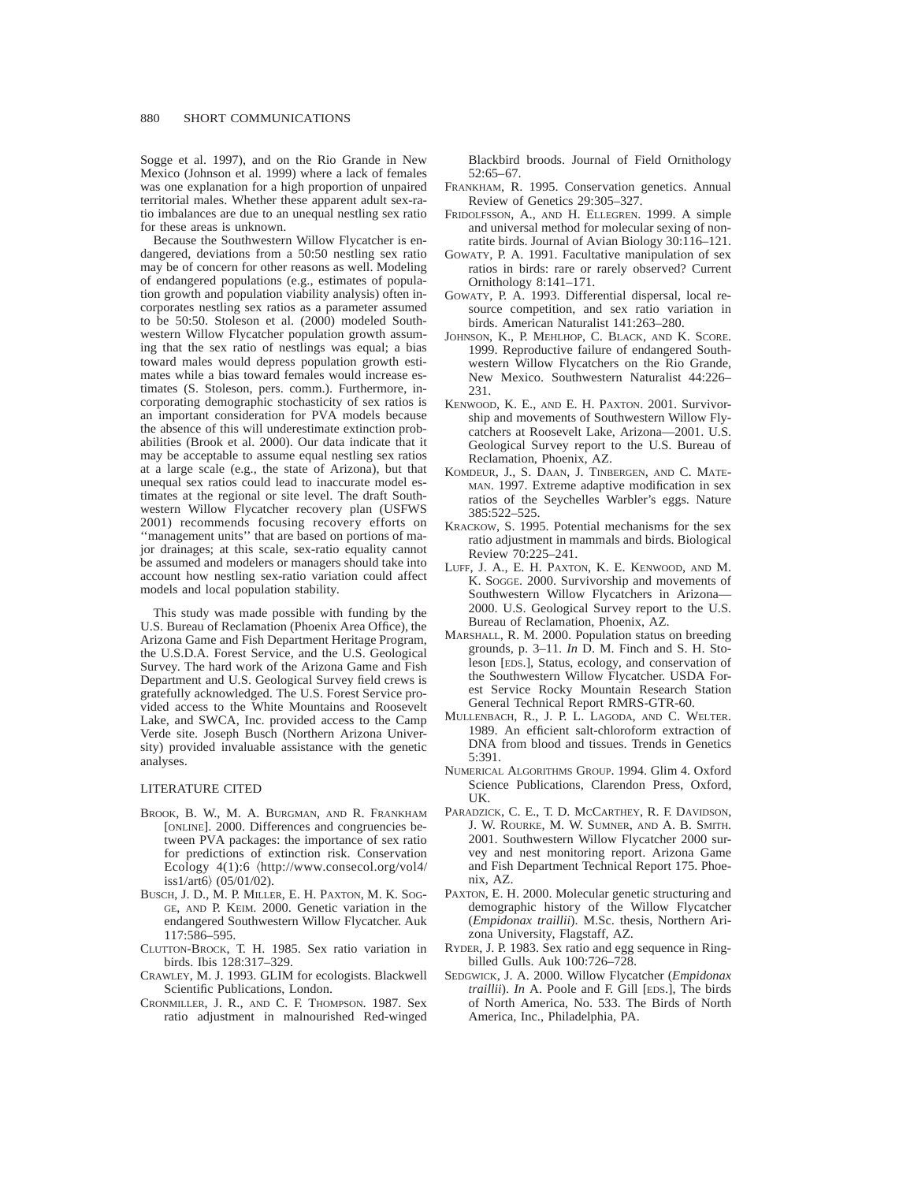Sogge et al. 1997), and on the Rio Grande in New Mexico (Johnson et al. 1999) where a lack of females was one explanation for a high proportion of unpaired territorial males. Whether these apparent adult sex-ratio imbalances are due to an unequal nestling sex ratio for these areas is unknown.

Because the Southwestern Willow Flycatcher is endangered, deviations from a 50:50 nestling sex ratio may be of concern for other reasons as well. Modeling of endangered populations (e.g., estimates of population growth and population viability analysis) often incorporates nestling sex ratios as a parameter assumed to be 50:50. Stoleson et al. (2000) modeled Southwestern Willow Flycatcher population growth assuming that the sex ratio of nestlings was equal; a bias toward males would depress population growth estimates while a bias toward females would increase estimates (S. Stoleson, pers. comm.). Furthermore, incorporating demographic stochasticity of sex ratios is an important consideration for PVA models because the absence of this will underestimate extinction probabilities (Brook et al. 2000). Our data indicate that it may be acceptable to assume equal nestling sex ratios at a large scale (e.g., the state of Arizona), but that unequal sex ratios could lead to inaccurate model estimates at the regional or site level. The draft Southwestern Willow Flycatcher recovery plan (USFWS 2001) recommends focusing recovery efforts on "management units" that are based on portions of major drainages; at this scale, sex-ratio equality cannot be assumed and modelers or managers should take into account how nestling sex-ratio variation could affect models and local population stability.

This study was made possible with funding by the U.S. Bureau of Reclamation (Phoenix Area Office), the Arizona Game and Fish Department Heritage Program, the U.S.D.A. Forest Service, and the U.S. Geological Survey. The hard work of the Arizona Game and Fish Department and U.S. Geological Survey field crews is gratefully acknowledged. The U.S. Forest Service provided access to the White Mountains and Roosevelt Lake, and SWCA, Inc. provided access to the Camp Verde site. Joseph Busch (Northern Arizona University) provided invaluable assistance with the genetic analyses.

## LITERATURE CITED

Brook, B. W., M. A. Burgman, and R. Frankham [online]. 2000. Differences and congruencies between PVA packages: the importance of sex ratio for predictions of extinction risk. Conservation Ecology 4(1):6 ⟨http://www.consecol.org/vol4/iss1/art6⟩ (05/01/02).

Busch, J. D., M. P. Miller, E. H. Paxton, M. K. Sogge, and P. Keim. 2000. Genetic variation in the endangered Southwestern Willow Flycatcher. Auk 117:586–595.

Clutton-Brock, T. H. 1985. Sex ratio variation in birds. Ibis 128:317–329.

Crawley, M. J. 1993. GLIM for ecologists. Blackwell Scientific Publications, London.

Cronmiller, J. R., and C. F. Thompson. 1987. Sex ratio adjustment in malnourished Red-winged Blackbird broods. Journal of Field Ornithology 52:65–67.

Frankham, R. 1995. Conservation genetics. Annual Review of Genetics 29:305–327.

Fridolfsson, A., and H. Ellegren. 1999. A simple and universal method for molecular sexing of nonratite birds. Journal of Avian Biology 30:116–121.

Gowaty, P. A. 1991. Facultative manipulation of sex ratios in birds: rare or rarely observed? Current Ornithology 8:141–171.

Gowaty, P. A. 1993. Differential dispersal, local resource competition, and sex ratio variation in birds. American Naturalist 141:263–280.

Johnson, K., P. Mehlhop, C. Black, and K. Score. 1999. Reproductive failure of endangered Southwestern Willow Flycatchers on the Rio Grande, New Mexico. Southwestern Naturalist 44:226–231.

Kenwood, K. E., and E. H. Paxton. 2001. Survivorship and movements of Southwestern Willow Flycatchers at Roosevelt Lake, Arizona—2001. U.S. Geological Survey report to the U.S. Bureau of Reclamation, Phoenix, AZ.

Komdeur, J., S. Daan, J. Tinbergen, and C. Mateman. 1997. Extreme adaptive modification in sex ratios of the Seychelles Warbler's eggs. Nature 385:522–525.

Krackow, S. 1995. Potential mechanisms for the sex ratio adjustment in mammals and birds. Biological Review 70:225–241.

Luff, J. A., E. H. Paxton, K. E. Kenwood, and M. K. Sogge. 2000. Survivorship and movements of Southwestern Willow Flycatchers in Arizona—2000. U.S. Geological Survey report to the U.S. Bureau of Reclamation, Phoenix, AZ.

Marshall, R. M. 2000. Population status on breeding grounds, p. 3–11. *In* D. M. Finch and S. H. Stoleson [eds.], Status, ecology, and conservation of the Southwestern Willow Flycatcher. USDA Forest Service Rocky Mountain Research Station General Technical Report RMRS-GTR-60.

Mullenbach, R., J. P. L. Lagoda, and C. Welter. 1989. An efficient salt-chloroform extraction of DNA from blood and tissues. Trends in Genetics 5:391.

Numerical Algorithms Group. 1994. Glim 4. Oxford Science Publications, Clarendon Press, Oxford, UK.

Paradzick, C. E., T. D. McCarthey, R. F. Davidson, J. W. Rourke, M. W. Sumner, and A. B. Smith. 2001. Southwestern Willow Flycatcher 2000 survey and nest monitoring report. Arizona Game and Fish Department Technical Report 175. Phoenix, AZ.

Paxton, E. H. 2000. Molecular genetic structuring and demographic history of the Willow Flycatcher (*Empidonax traillii*). M.Sc. thesis, Northern Arizona University, Flagstaff, AZ.

Ryder, J. P. 1983. Sex ratio and egg sequence in Ring-billed Gulls. Auk 100:726–728.

Sedgwick, J. A. 2000. Willow Flycatcher (*Empidonax traillii*). *In* A. Poole and F. Gill [eds.], The birds of North America, No. 533. The Birds of North America, Inc., Philadelphia, PA.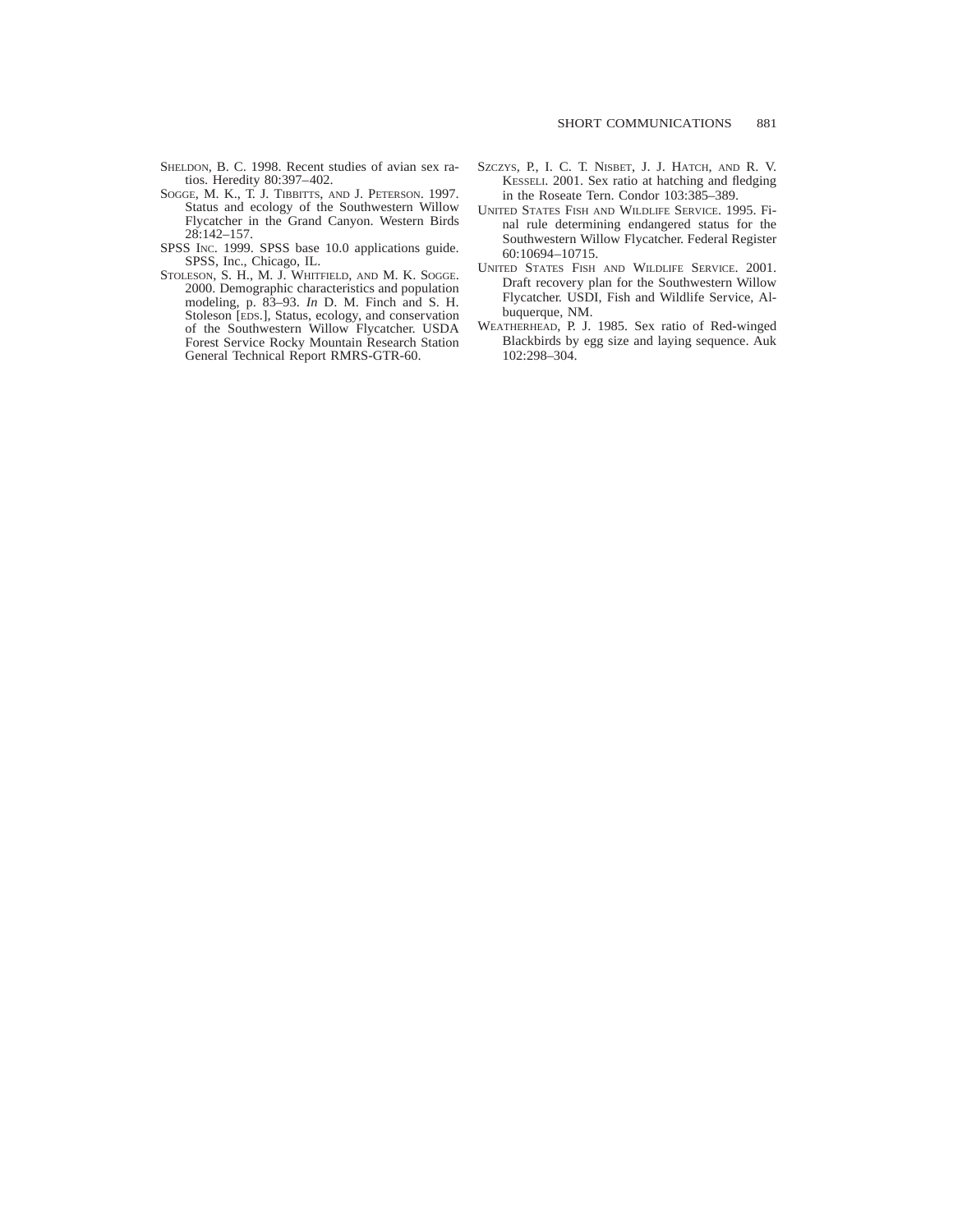Sheldon, B. C. 1998. Recent studies of avian sex ratios. Heredity 80:397–402.

Sogge, M. K., T. J. Tibbitts, and J. Peterson. 1997. Status and ecology of the Southwestern Willow Flycatcher in the Grand Canyon. Western Birds 28:142–157.

SPSS Inc. 1999. SPSS base 10.0 applications guide. SPSS, Inc., Chicago, IL.

Stoleson, S. H., M. J. Whitfield, and M. K. Sogge. 2000. Demographic characteristics and population modeling, p. 83–93. *In* D. M. Finch and S. H. Stoleson [eds.], Status, ecology, and conservation of the Southwestern Willow Flycatcher. USDA Forest Service Rocky Mountain Research Station General Technical Report RMRS-GTR-60.

Szczys, P., I. C. T. Nisbet, J. J. Hatch, and R. V. Kesseli. 2001. Sex ratio at hatching and fledging in the Roseate Tern. Condor 103:385–389.

United States Fish and Wildlife Service. 1995. Final rule determining endangered status for the Southwestern Willow Flycatcher. Federal Register 60:10694–10715.

United States Fish and Wildlife Service. 2001. Draft recovery plan for the Southwestern Willow Flycatcher. USDI, Fish and Wildlife Service, Albuquerque, NM.

Weatherhead, P. J. 1985. Sex ratio of Red-winged Blackbirds by egg size and laying sequence. Auk 102:298–304.